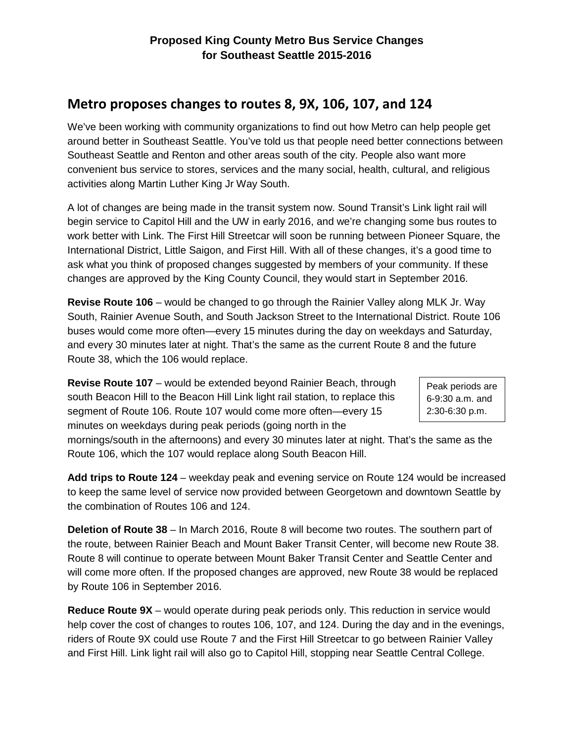**Proposed King County Metro Bus Service Changes for Southeast Seattle 2015-2016**

## Metro proposes changes to routes 8, 9X, 106, 107, and 124

We've been working with community organizations to find out how Metro can help people get around better in Southeast Seattle. You've told us that people need better connections between Southeast Seattle and Renton and other areas south of the city. People also want more convenient bus service to stores, services and the many social, health, cultural, and religious activities along Martin Luther King Jr Way South.

A lot of changes are being made in the transit system now. Sound Transit's Link light rail will begin service to Capitol Hill and the UW in early 2016, and we're changing some bus routes to work better with Link. The First Hill Streetcar will soon be running between Pioneer Square, the International District, Little Saigon, and First Hill. With all of these changes, it's a good time to ask what you think of proposed changes suggested by members of your community. If these changes are approved by the King County Council, they would start in September 2016.

**Revise Route 106** – would be changed to go through the Rainier Valley along MLK Jr. Way South, Rainier Avenue South, and South Jackson Street to the International District. Route 106 buses would come more often—every 15 minutes during the day on weekdays and Saturday, and every 30 minutes later at night. That's the same as the current Route 8 and the future Route 38, which the 106 would replace.

> Peak periods are 6-9:30 a.m. and 2:30-6:30 p.m.

**Revise Route 107** – would be extended beyond Rainier Beach, through south Beacon Hill to the Beacon Hill Link light rail station, to replace this segment of Route 106. Route 107 would come more often—every 15 minutes on weekdays during peak periods (going north in the mornings/south in the afternoons) and every 30 minutes later at night. That's the same as the Route 106, which the 107 would replace along South Beacon Hill.

**Add trips to Route 124** – weekday peak and evening service on Route 124 would be increased to keep the same level of service now provided between Georgetown and downtown Seattle by the combination of Routes 106 and 124.

**Deletion of Route 38** – In March 2016, Route 8 will become two routes. The southern part of the route, between Rainier Beach and Mount Baker Transit Center, will become new Route 38. Route 8 will continue to operate between Mount Baker Transit Center and Seattle Center and will come more often. If the proposed changes are approved, new Route 38 would be replaced by Route 106 in September 2016.

**Reduce Route 9X** – would operate during peak periods only. This reduction in service would help cover the cost of changes to routes 106, 107, and 124. During the day and in the evenings, riders of Route 9X could use Route 7 and the First Hill Streetcar to go between Rainier Valley and First Hill. Link light rail will also go to Capitol Hill, stopping near Seattle Central College.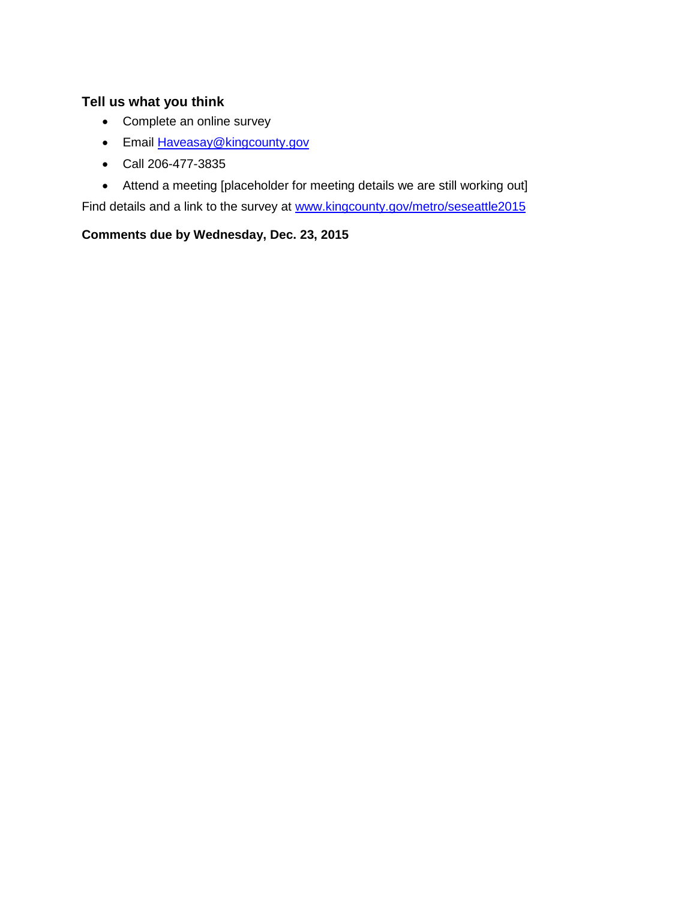### Tell us what you think

- Complete an online survey
- Email Haveasay@kingcounty.gov
- Call 206-477-3835
- Attend a meeting [placeholder for meeting details we are still working out]

Find details and a link to the survey at www.kingcounty.gov/metro/seseattle2015

**Comments due by Wednesday, Dec. 23, 2015**